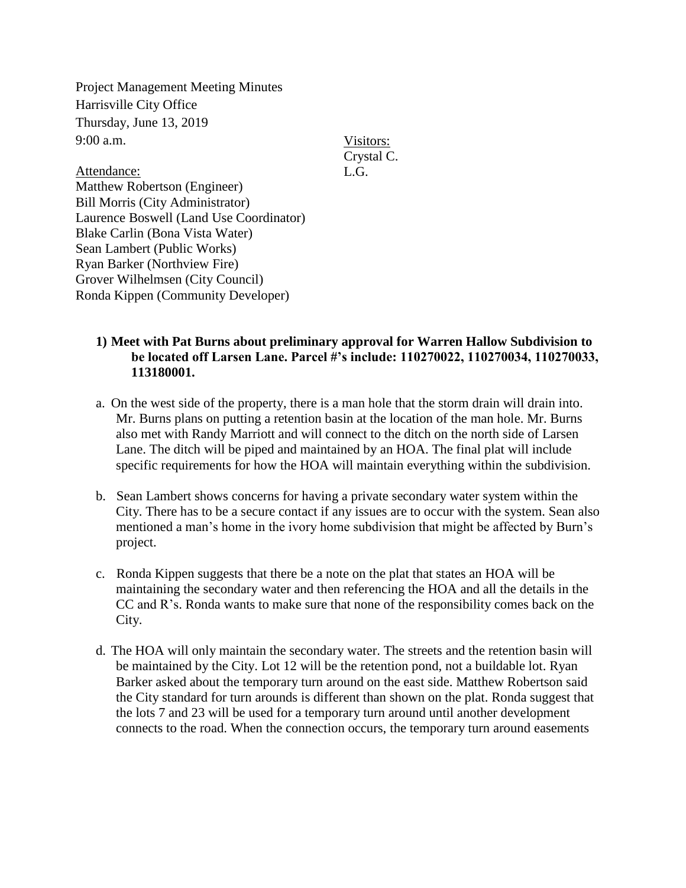Project Management Meeting Minutes
Harrisville City Office
Thursday, June 13, 2019
9:00 a.m.

Visitors:
Crystal C.
L.G.

Attendance:
Matthew Robertson (Engineer)
Bill Morris (City Administrator)
Laurence Boswell (Land Use Coordinator)
Blake Carlin (Bona Vista Water)
Sean Lambert (Public Works)
Ryan Barker (Northview Fire)
Grover Wilhelmsen (City Council)
Ronda Kippen (Community Developer)

**1) Meet with Pat Burns about preliminary approval for Warren Hallow Subdivision to be located off Larsen Lane. Parcel #'s include: 110270022, 110270034, 110270033, 113180001.**

a. On the west side of the property, there is a man hole that the storm drain will drain into. Mr. Burns plans on putting a retention basin at the location of the man hole. Mr. Burns also met with Randy Marriott and will connect to the ditch on the north side of Larsen Lane. The ditch will be piped and maintained by an HOA. The final plat will include specific requirements for how the HOA will maintain everything within the subdivision.

b. Sean Lambert shows concerns for having a private secondary water system within the City. There has to be a secure contact if any issues are to occur with the system. Sean also mentioned a man's home in the ivory home subdivision that might be affected by Burn's project.

c. Ronda Kippen suggests that there be a note on the plat that states an HOA will be maintaining the secondary water and then referencing the HOA and all the details in the CC and R's. Ronda wants to make sure that none of the responsibility comes back on the City.

d. The HOA will only maintain the secondary water. The streets and the retention basin will be maintained by the City. Lot 12 will be the retention pond, not a buildable lot. Ryan Barker asked about the temporary turn around on the east side. Matthew Robertson said the City standard for turn arounds is different than shown on the plat. Ronda suggest that the lots 7 and 23 will be used for a temporary turn around until another development connects to the road. When the connection occurs, the temporary turn around easements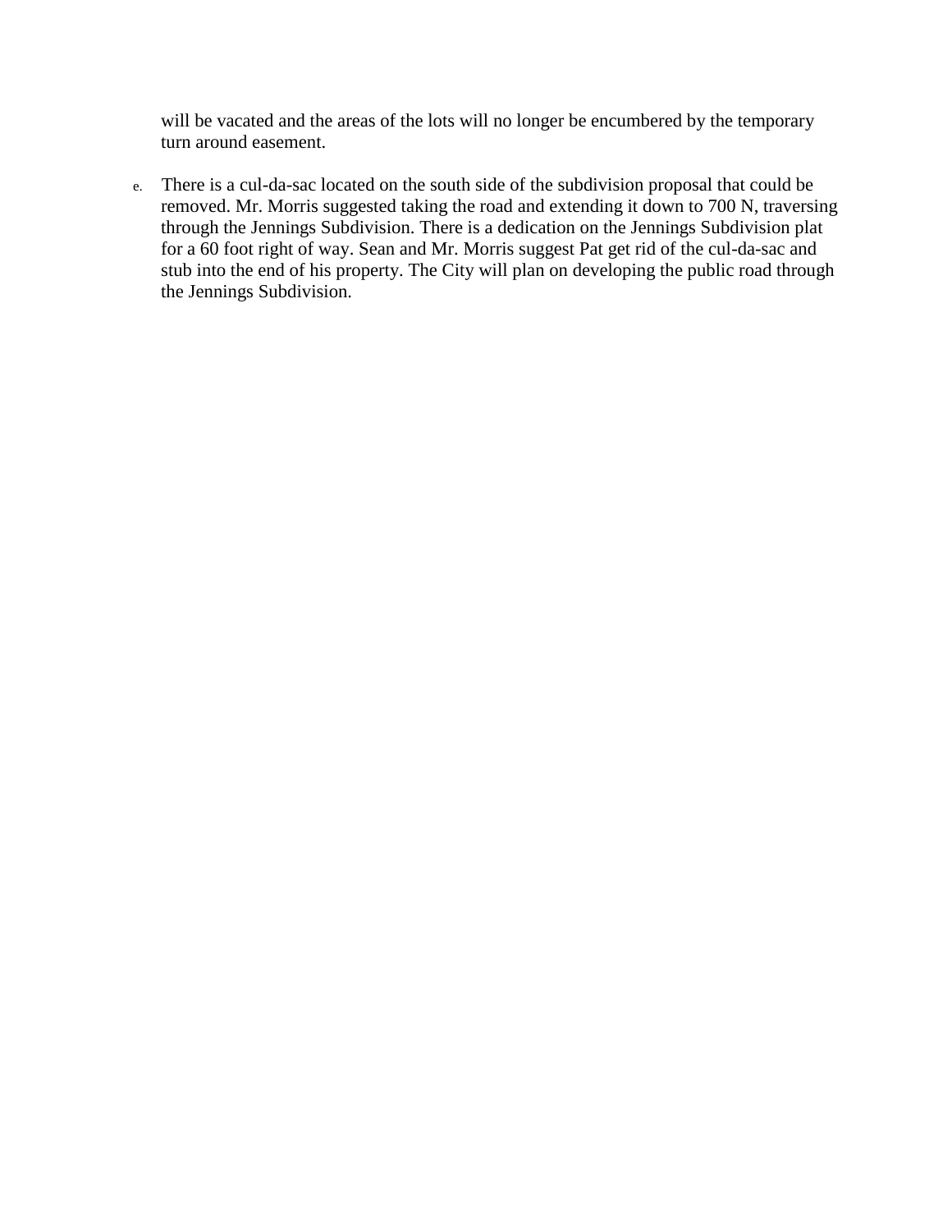will be vacated and the areas of the lots will no longer be encumbered by the temporary turn around easement.

e. There is a cul-da-sac located on the south side of the subdivision proposal that could be removed. Mr. Morris suggested taking the road and extending it down to 700 N, traversing through the Jennings Subdivision. There is a dedication on the Jennings Subdivision plat for a 60 foot right of way. Sean and Mr. Morris suggest Pat get rid of the cul-da-sac and stub into the end of his property. The City will plan on developing the public road through the Jennings Subdivision.